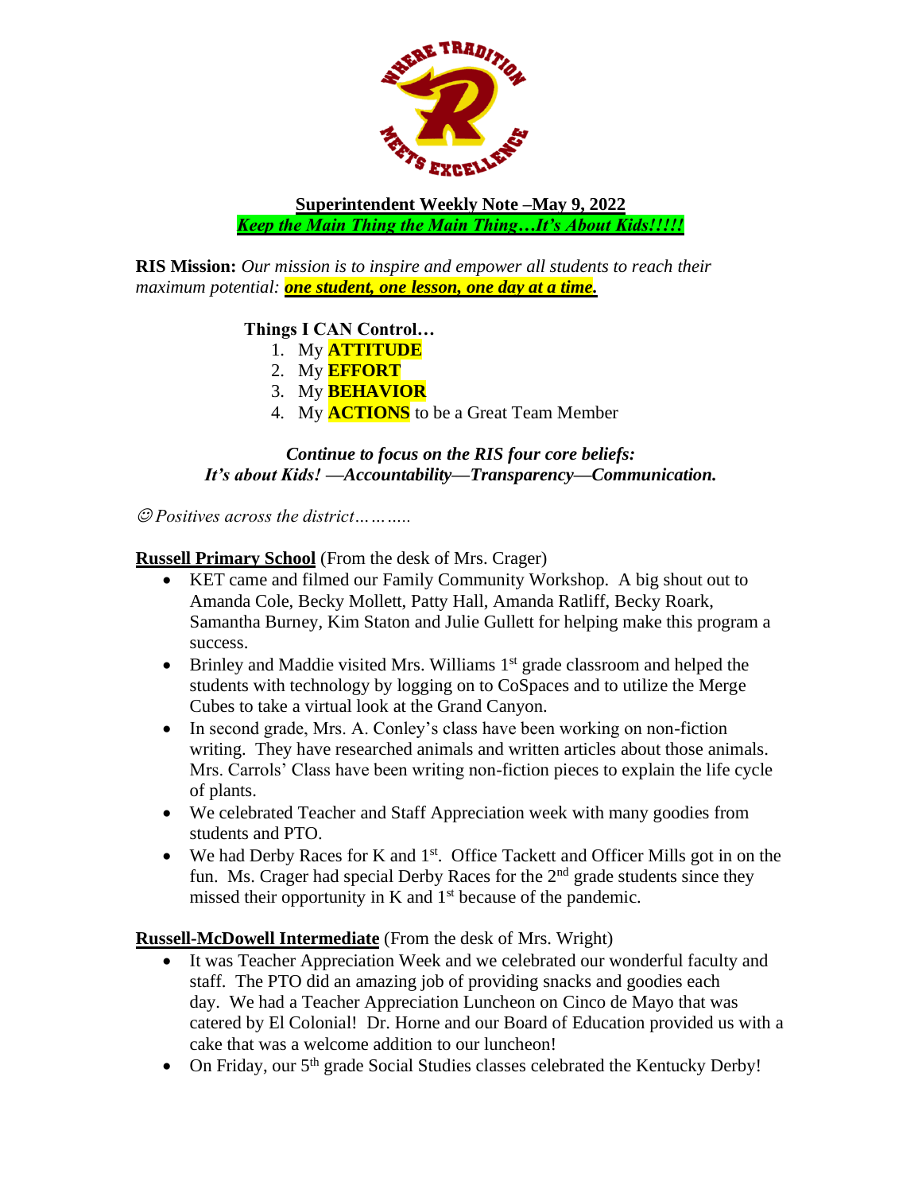**Superintendent Weekly Note –May 9, 2022**

***Keep the Main Thing the Main Thing…It's About Kids!!!!!***

**RIS Mission:** *Our mission is to inspire and empower all students to reach their maximum potential:* ***one student, one lesson, one day at a time.***

**Things I CAN Control…**

1. My **ATTITUDE**
2. My **EFFORT**
3. My **BEHAVIOR**
4. My **ACTIONS** to be a Great Team Member

***Continue to focus on the RIS four core beliefs:***
***It's about Kids! —Accountability—Transparency—Communication.***

☺ *Positives across the district………..*

**Russell Primary School** (From the desk of Mrs. Crager)

- KET came and filmed our Family Community Workshop. A big shout out to Amanda Cole, Becky Mollett, Patty Hall, Amanda Ratliff, Becky Roark, Samantha Burney, Kim Staton and Julie Gullett for helping make this program a success.
- Brinley and Maddie visited Mrs. Williams 1st grade classroom and helped the students with technology by logging on to CoSpaces and to utilize the Merge Cubes to take a virtual look at the Grand Canyon.
- In second grade, Mrs. A. Conley's class have been working on non-fiction writing. They have researched animals and written articles about those animals. Mrs. Carrols' Class have been writing non-fiction pieces to explain the life cycle of plants.
- We celebrated Teacher and Staff Appreciation week with many goodies from students and PTO.
- We had Derby Races for K and 1st. Office Tackett and Officer Mills got in on the fun. Ms. Crager had special Derby Races for the 2nd grade students since they missed their opportunity in K and 1st because of the pandemic.

**Russell-McDowell Intermediate** (From the desk of Mrs. Wright)

- It was Teacher Appreciation Week and we celebrated our wonderful faculty and staff. The PTO did an amazing job of providing snacks and goodies each day. We had a Teacher Appreciation Luncheon on Cinco de Mayo that was catered by El Colonial! Dr. Horne and our Board of Education provided us with a cake that was a welcome addition to our luncheon!
- On Friday, our 5th grade Social Studies classes celebrated the Kentucky Derby!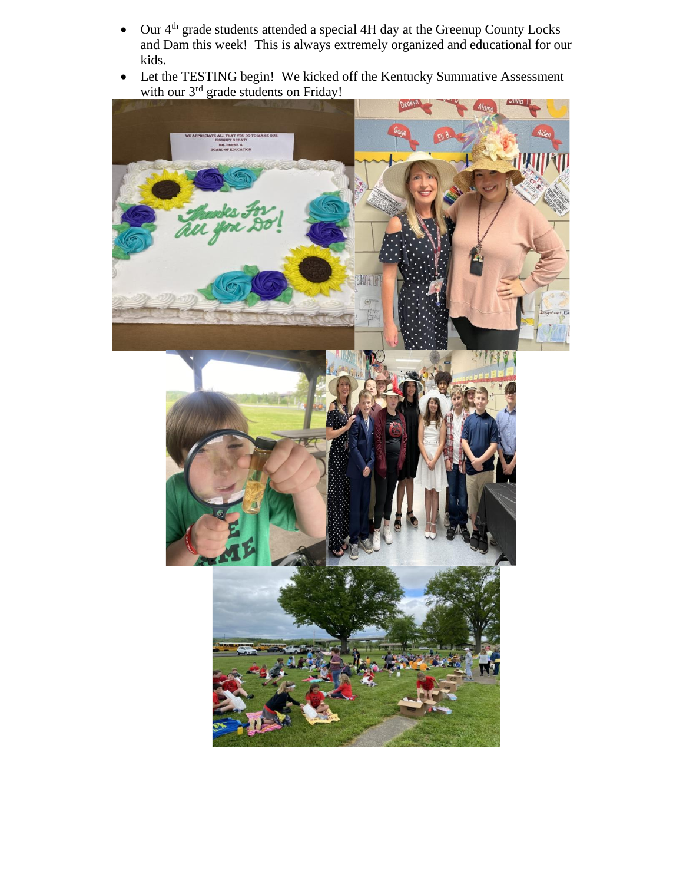- Our 4th grade students attended a special 4H day at the Greenup County Locks and Dam this week! This is always extremely organized and educational for our kids.
- Let the TESTING begin! We kicked off the Kentucky Summative Assessment with our 3rd grade students on Friday!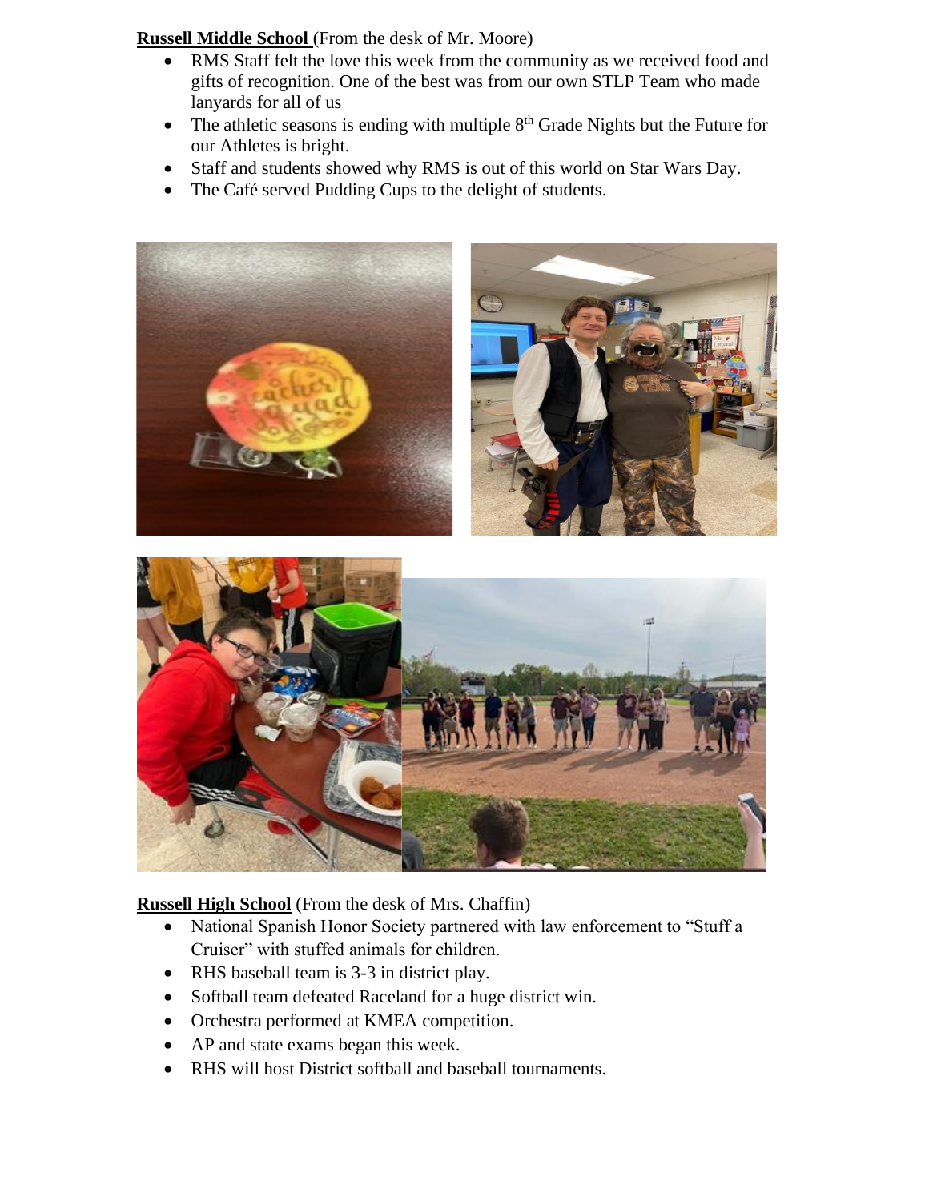**Russell Middle School** (From the desk of Mr. Moore)

- RMS Staff felt the love this week from the community as we received food and gifts of recognition. One of the best was from our own STLP Team who made lanyards for all of us
- The athletic seasons is ending with multiple 8th Grade Nights but the Future for our Athletes is bright.
- Staff and students showed why RMS is out of this world on Star Wars Day.
- The Café served Pudding Cups to the delight of students.

**Russell High School** (From the desk of Mrs. Chaffin)

- National Spanish Honor Society partnered with law enforcement to "Stuff a Cruiser" with stuffed animals for children.
- RHS baseball team is 3-3 in district play.
- Softball team defeated Raceland for a huge district win.
- Orchestra performed at KMEA competition.
- AP and state exams began this week.
- RHS will host District softball and baseball tournaments.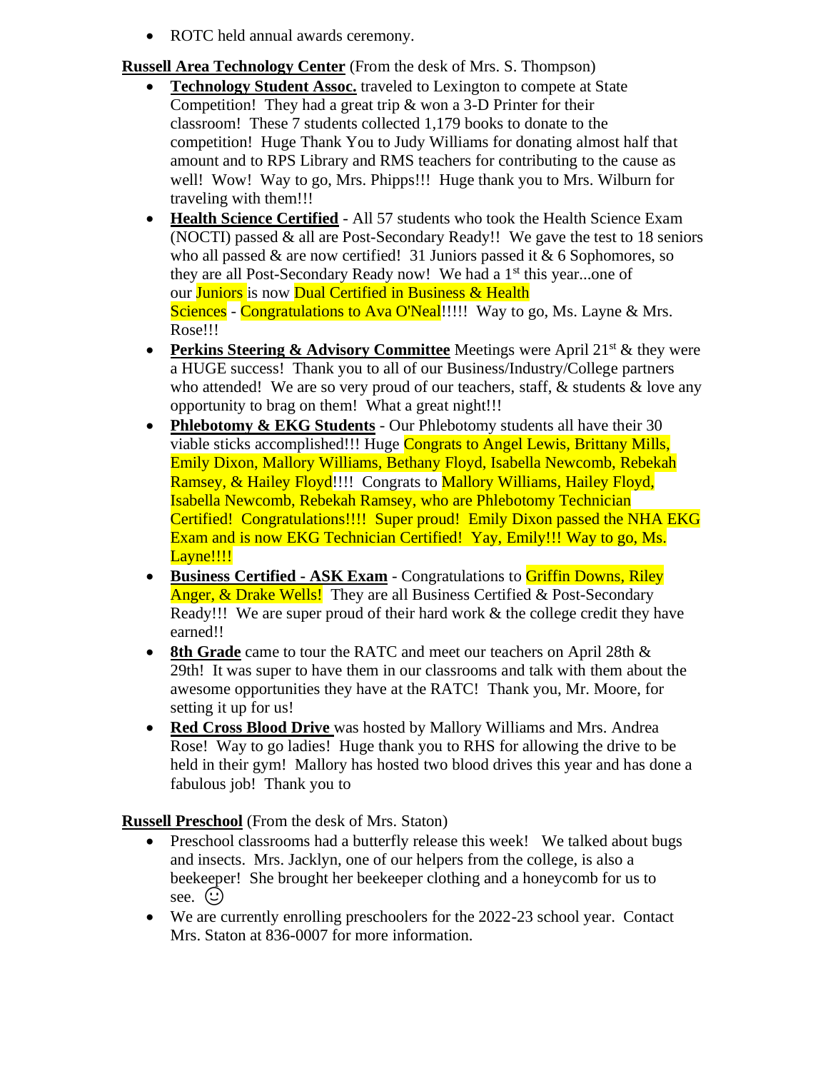- ROTC held annual awards ceremony.

**Russell Area Technology Center** (From the desk of Mrs. S. Thompson)

- **Technology Student Assoc.** traveled to Lexington to compete at State Competition! They had a great trip & won a 3-D Printer for their classroom! These 7 students collected 1,179 books to donate to the competition! Huge Thank You to Judy Williams for donating almost half that amount and to RPS Library and RMS teachers for contributing to the cause as well! Wow! Way to go, Mrs. Phipps!!! Huge thank you to Mrs. Wilburn for traveling with them!!!
- **Health Science Certified** - All 57 students who took the Health Science Exam (NOCTI) passed & all are Post-Secondary Ready!! We gave the test to 18 seniors who all passed & are now certified! 31 Juniors passed it & 6 Sophomores, so they are all Post-Secondary Ready now! We had a 1st this year...one of our Juniors is now Dual Certified in Business & Health Sciences - Congratulations to Ava O'Neal!!!!! Way to go, Ms. Layne & Mrs. Rose!!!
- **Perkins Steering & Advisory Committee** Meetings were April 21st & they were a HUGE success! Thank you to all of our Business/Industry/College partners who attended! We are so very proud of our teachers, staff, & students & love any opportunity to brag on them! What a great night!!!
- **Phlebotomy & EKG Students** - Our Phlebotomy students all have their 30 viable sticks accomplished!!! Huge Congrats to Angel Lewis, Brittany Mills, Emily Dixon, Mallory Williams, Bethany Floyd, Isabella Newcomb, Rebekah Ramsey, & Hailey Floyd!!!! Congrats to Mallory Williams, Hailey Floyd, Isabella Newcomb, Rebekah Ramsey, who are Phlebotomy Technician Certified! Congratulations!!!! Super proud! Emily Dixon passed the NHA EKG Exam and is now EKG Technician Certified! Yay, Emily!!! Way to go, Ms. Layne!!!!
- **Business Certified - ASK Exam** - Congratulations to Griffin Downs, Riley Anger, & Drake Wells! They are all Business Certified & Post-Secondary Ready!!! We are super proud of their hard work & the college credit they have earned!!
- **8th Grade** came to tour the RATC and meet our teachers on April 28th & 29th! It was super to have them in our classrooms and talk with them about the awesome opportunities they have at the RATC! Thank you, Mr. Moore, for setting it up for us!
- **Red Cross Blood Drive** was hosted by Mallory Williams and Mrs. Andrea Rose! Way to go ladies! Huge thank you to RHS for allowing the drive to be held in their gym! Mallory has hosted two blood drives this year and has done a fabulous job! Thank you to

**Russell Preschool** (From the desk of Mrs. Staton)

- Preschool classrooms had a butterfly release this week! We talked about bugs and insects. Mrs. Jacklyn, one of our helpers from the college, is also a beekeeper! She brought her beekeeper clothing and a honeycomb for us to see. ☺
- We are currently enrolling preschoolers for the 2022-23 school year. Contact Mrs. Staton at 836-0007 for more information.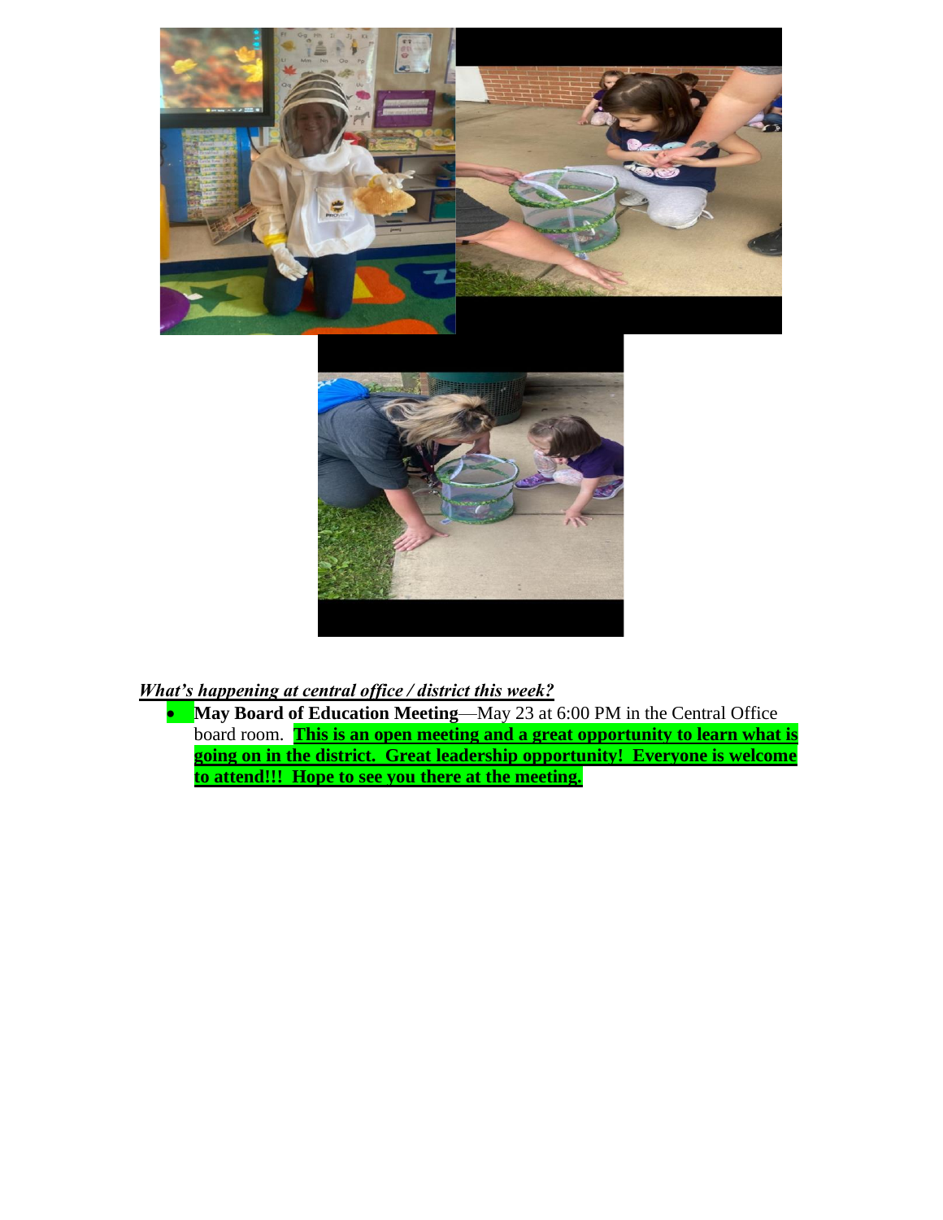***What's happening at central office / district this week?***

- **May Board of Education Meeting**—May 23 at 6:00 PM in the Central Office board room. **This is an open meeting and a great opportunity to learn what is going on in the district. Great leadership opportunity! Everyone is welcome to attend!!! Hope to see you there at the meeting.**